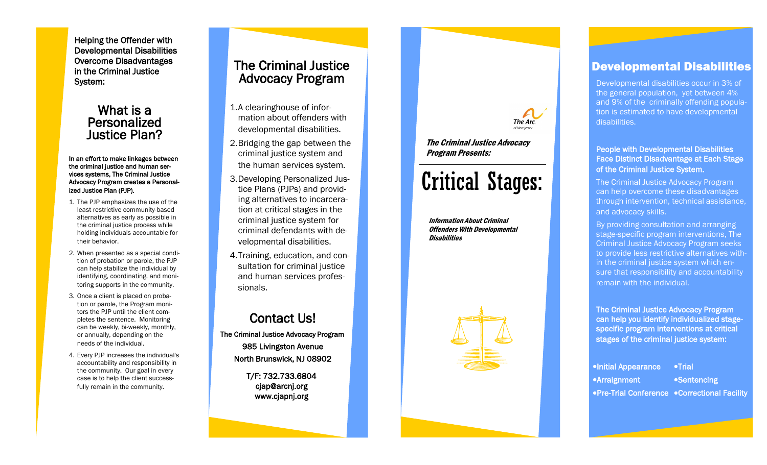Helping the Offender with Developmental Disabilities Overcome Disadvantages in the Criminal Justice System:

## What is a Personalized Justice Plan?

**In an effort to make linkages between the criminal justice and human services systems, The Criminal Justice Advocacy Program creates a Personalized Justice Plan (PJP).**

1. The PJP emphasizes the use of the least restrictive community-based alternatives as early as possible in the criminal justice process while holding individuals accountable for their behavior.
2. When presented as a special condition of probation or parole, the PJP can help stabilize the individual by identifying, coordinating, and monitoring supports in the community.
3. Once a client is placed on probation or parole, the Program monitors the PJP until the client completes the sentence. Monitoring can be weekly, bi-weekly, monthly, or annually, depending on the needs of the individual.
4. Every PJP increases the individual's accountability and responsibility in the community. Our goal in every case is to help the client successfully remain in the community.

## The Criminal Justice Advocacy Program

1. A clearinghouse of information about offenders with developmental disabilities.
2. Bridging the gap between the criminal justice system and the human services system.
3. Developing Personalized Justice Plans (PJPs) and providing alternatives to incarceration at critical stages in the criminal justice system for criminal defendants with developmental disabilities.
4. Training, education, and consultation for criminal justice and human services professionals.

## Contact Us!

**The Criminal Justice Advocacy Program**
985 Livingston Avenue
North Brunswick, NJ 08902

T/F: 732.733.6804
cjap@arcnj.org
www.cjapnj.org

The Arc of New Jersey

***The Criminal Justice Advocacy Program Presents:***

# Critical Stages:

***Information About Criminal Offenders With Developmental Disabilities***

## Developmental Disabilities

Developmental disabilities occur in 3% of the general population, yet between 4% and 9% of the criminally offending population is estimated to have developmental disabilities.

**People with Developmental Disabilities Face Distinct Disadvantage at Each Stage of the Criminal Justice System.**

The Criminal Justice Advocacy Program can help overcome these disadvantages through intervention, technical assistance, and advocacy skills.

By providing consultation and arranging stage-specific program interventions, The Criminal Justice Advocacy Program seeks to provide less restrictive alternatives within the criminal justice system which ensure that responsibility and accountability remain with the individual.

**The Criminal Justice Advocacy Program can help you identify individualized stage-specific program interventions at critical stages of the criminal justice system:**

- **Initial Appearance**
- **Arraignment**
- **Pre-Trial Conference**
- **Trial**
- **Sentencing**
- **Correctional Facility**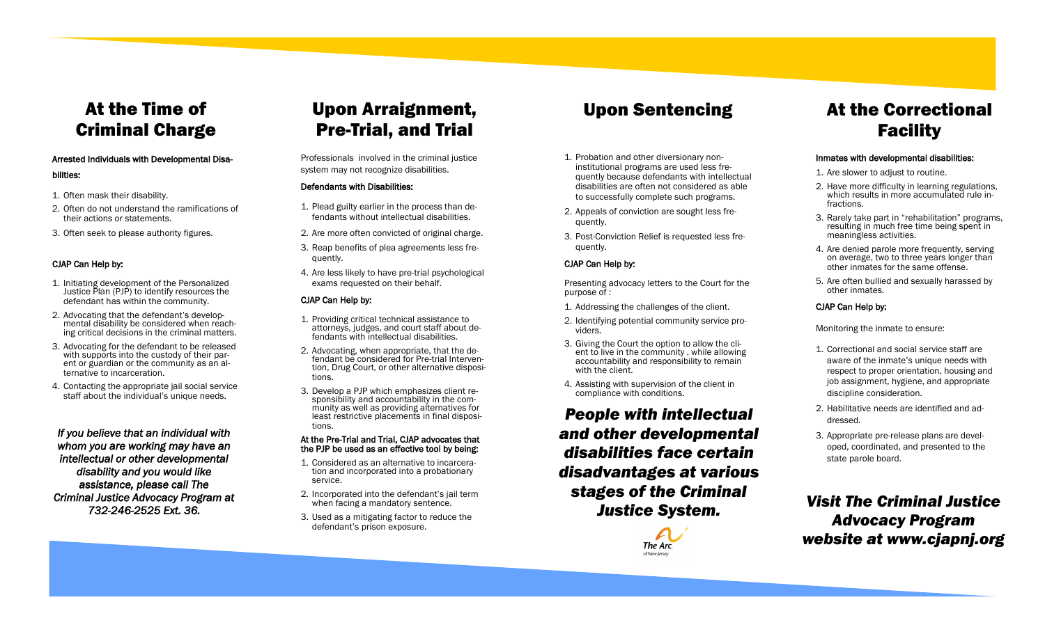# At the Time of Criminal Charge

**Arrested Individuals with Developmental Disabilities:**

1. Often mask their disability.
2. Often do not understand the ramifications of their actions or statements.
3. Often seek to please authority figures.

**CJAP Can Help by:**

1. Initiating development of the Personalized Justice Plan (PJP) to identify resources the defendant has within the community.
2. Advocating that the defendant's developmental disability be considered when reaching critical decisions in the criminal matters.
3. Advocating for the defendant to be released with supports into the custody of their parent or guardian or the community as an alternative to incarceration.
4. Contacting the appropriate jail social service staff about the individual's unique needs.

*If you believe that an individual with whom you are working may have an intellectual or other developmental disability and you would like assistance, please call The Criminal Justice Advocacy Program at 732-246-2525 Ext. 36.*

# Upon Arraignment, Pre-Trial, and Trial

Professionals involved in the criminal justice system may not recognize disabilities.

**Defendants with Disabilities:**

1. Plead guilty earlier in the process than defendants without intellectual disabilities.
2. Are more often convicted of original charge.
3. Reap benefits of plea agreements less frequently.
4. Are less likely to have pre-trial psychological exams requested on their behalf.

**CJAP Can Help by:**

1. Providing critical technical assistance to attorneys, judges, and court staff about defendants with intellectual disabilities.
2. Advocating, when appropriate, that the defendant be considered for Pre-trial Intervention, Drug Court, or other alternative dispositions.
3. Develop a PJP which emphasizes client responsibility and accountability in the community as well as providing alternatives for least restrictive placements in final dispositions.

**At the Pre-Trial and Trial, CJAP advocates that the PJP be used as an effective tool by being:**

1. Considered as an alternative to incarceration and incorporated into a probationary service.
2. Incorporated into the defendant's jail term when facing a mandatory sentence.
3. Used as a mitigating factor to reduce the defendant's prison exposure.

# Upon Sentencing

1. Probation and other diversionary non-institutional programs are used less frequently because defendants with intellectual disabilities are often not considered as able to successfully complete such programs.
2. Appeals of conviction are sought less frequently.
3. Post-Conviction Relief is requested less frequently.

**CJAP Can Help by:**

Presenting advocacy letters to the Court for the purpose of :

1. Addressing the challenges of the client.
2. Identifying potential community service providers.
3. Giving the Court the option to allow the client to live in the community , while allowing accountability and responsibility to remain with the client.
4. Assisting with supervision of the client in compliance with conditions.

***People with intellectual and other developmental disabilities face certain disadvantages at various stages of the Criminal Justice System.***

The Arc of New Jersey

# At the Correctional Facility

**Inmates with developmental disabilities:**

1. Are slower to adjust to routine.
2. Have more difficulty in learning regulations, which results in more accumulated rule infractions.
3. Rarely take part in "rehabilitation" programs, resulting in much free time being spent in meaningless activities.
4. Are denied parole more frequently, serving on average, two to three years longer than other inmates for the same offense.
5. Are often bullied and sexually harassed by other inmates.

**CJAP Can Help by:**

Monitoring the inmate to ensure:

1. Correctional and social service staff are aware of the inmate's unique needs with respect to proper orientation, housing and job assignment, hygiene, and appropriate discipline consideration.
2. Habilitative needs are identified and addressed.
3. Appropriate pre-release plans are developed, coordinated, and presented to the state parole board.

***Visit The Criminal Justice Advocacy Program website at www.cjapnj.org***